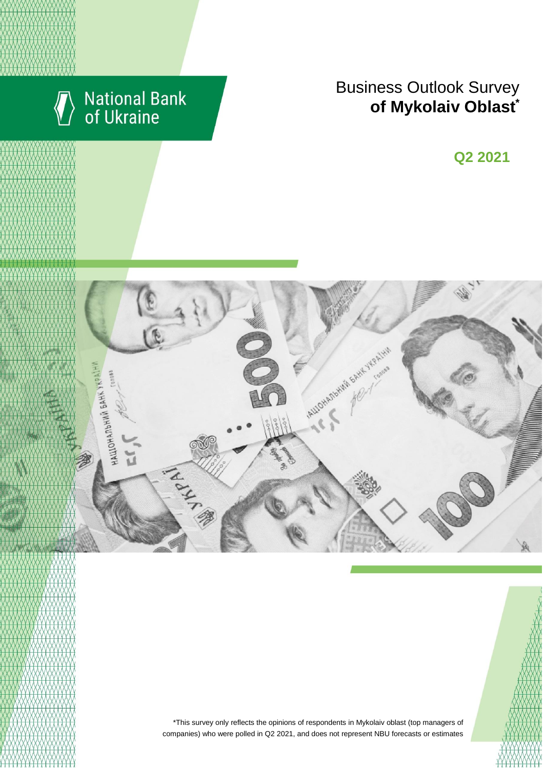National Bank of Ukraine

# Business Outlook Survey **of Mykolaiv Oblast***

## Q2 2021

*This survey only reflects the opinions of respondents in Mykolaiv oblast (top managers of companies) who were polled in Q2 2021, and does not represent NBU forecasts or estimates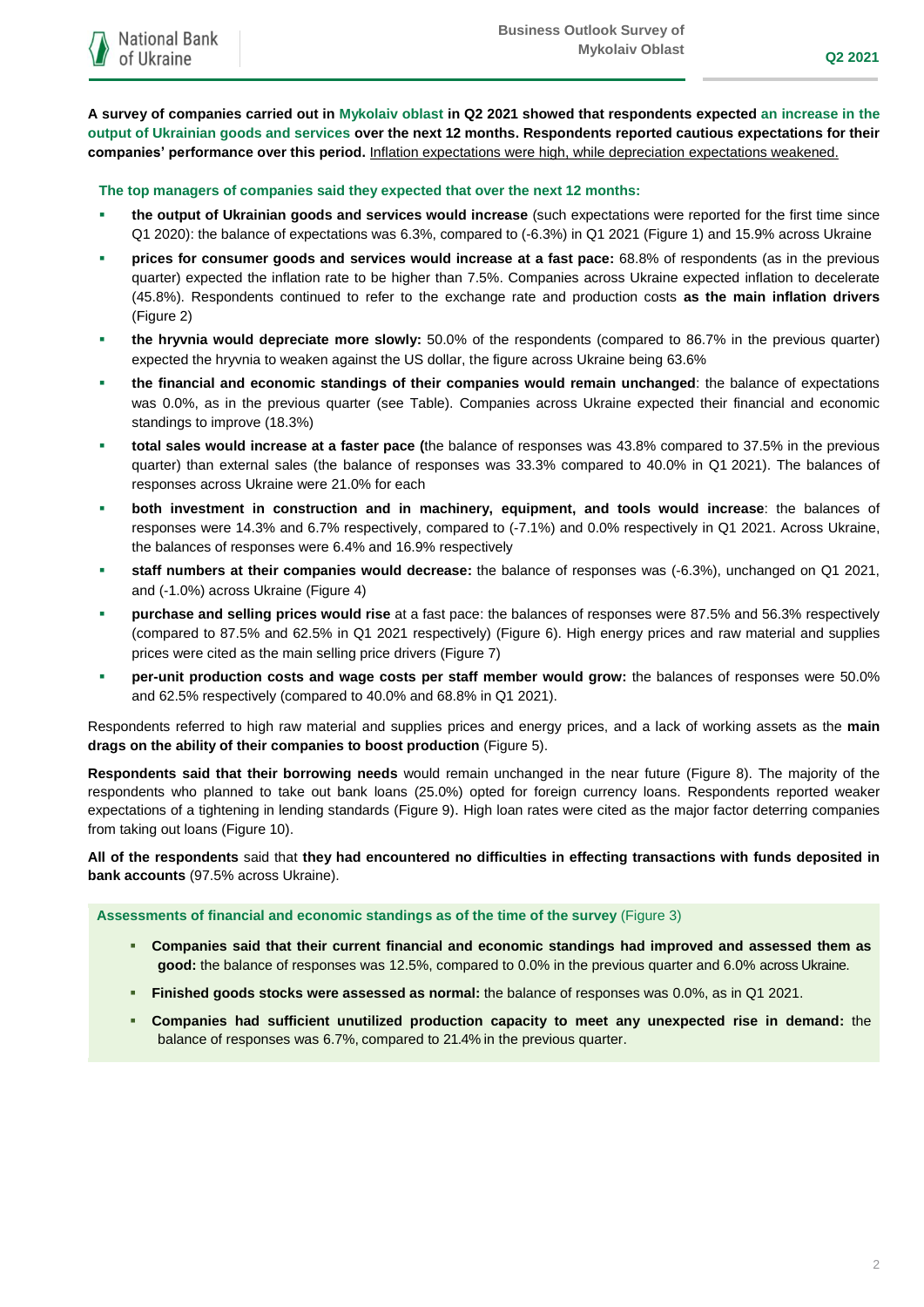**A survey of companies carried out in Mykolaiv oblast in Q2 2021 showed that respondents expected an increase in the output of Ukrainian goods and services over the next 12 months. Respondents reported cautious expectations for their companies' performance over this period.** Inflation expectations were high, while depreciation expectations weakened.

**The top managers of companies said they expected that over the next 12 months:**

- **the output of Ukrainian goods and services would increase** (such expectations were reported for the first time since Q1 2020): the balance of expectations was 6.3%, compared to (-6.3%) in Q1 2021 (Figure 1) and 15.9% across Ukraine
- **prices for consumer goods and services would increase at a fast pace:** 68.8% of respondents (as in the previous quarter) expected the inflation rate to be higher than 7.5%. Companies across Ukraine expected inflation to decelerate (45.8%). Respondents continued to refer to the exchange rate and production costs **as the main inflation drivers** (Figure 2)
- **the hryvnia would depreciate more slowly:** 50.0% of the respondents (compared to 86.7% in the previous quarter) expected the hryvnia to weaken against the US dollar, the figure across Ukraine being 63.6%
- **the financial and economic standings of their companies would remain unchanged**: the balance of expectations was 0.0%, as in the previous quarter (see Table). Companies across Ukraine expected their financial and economic standings to improve (18.3%)
- **total sales would increase at a faster pace (**the balance of responses was 43.8% compared to 37.5% in the previous quarter) than external sales (the balance of responses was 33.3% compared to 40.0% in Q1 2021). The balances of responses across Ukraine were 21.0% for each
- **both investment in construction and in machinery, equipment, and tools would increase**: the balances of responses were 14.3% and 6.7% respectively, compared to (-7.1%) and 0.0% respectively in Q1 2021. Across Ukraine, the balances of responses were 6.4% and 16.9% respectively
- **staff numbers at their companies would decrease:** the balance of responses was (-6.3%), unchanged on Q1 2021, and (-1.0%) across Ukraine (Figure 4)
- **purchase and selling prices would rise** at a fast pace: the balances of responses were 87.5% and 56.3% respectively (compared to 87.5% and 62.5% in Q1 2021 respectively) (Figure 6). High energy prices and raw material and supplies prices were cited as the main selling price drivers (Figure 7)
- **per-unit production costs and wage costs per staff member would grow:** the balances of responses were 50.0% and 62.5% respectively (compared to 40.0% and 68.8% in Q1 2021).

Respondents referred to high raw material and supplies prices and energy prices, and a lack of working assets as the **main drags on the ability of their companies to boost production** (Figure 5).

**Respondents said that their borrowing needs** would remain unchanged in the near future (Figure 8). The majority of the respondents who planned to take out bank loans (25.0%) opted for foreign currency loans. Respondents reported weaker expectations of a tightening in lending standards (Figure 9). High loan rates were cited as the major factor deterring companies from taking out loans (Figure 10).

**All of the respondents** said that **they had encountered no difficulties in effecting transactions with funds deposited in bank accounts** (97.5% across Ukraine).

**Assessments of financial and economic standings as of the time of the survey** (Figure 3)

- **Companies said that their current financial and economic standings had improved and assessed them as good:** the balance of responses was 12.5%, compared to 0.0% in the previous quarter and 6.0% across Ukraine.
- **Finished goods stocks were assessed as normal:** the balance of responses was 0.0%, as in Q1 2021.
- **Companies had sufficient unutilized production capacity to meet any unexpected rise in demand:** the balance of responses was 6.7%, compared to 21.4% in the previous quarter.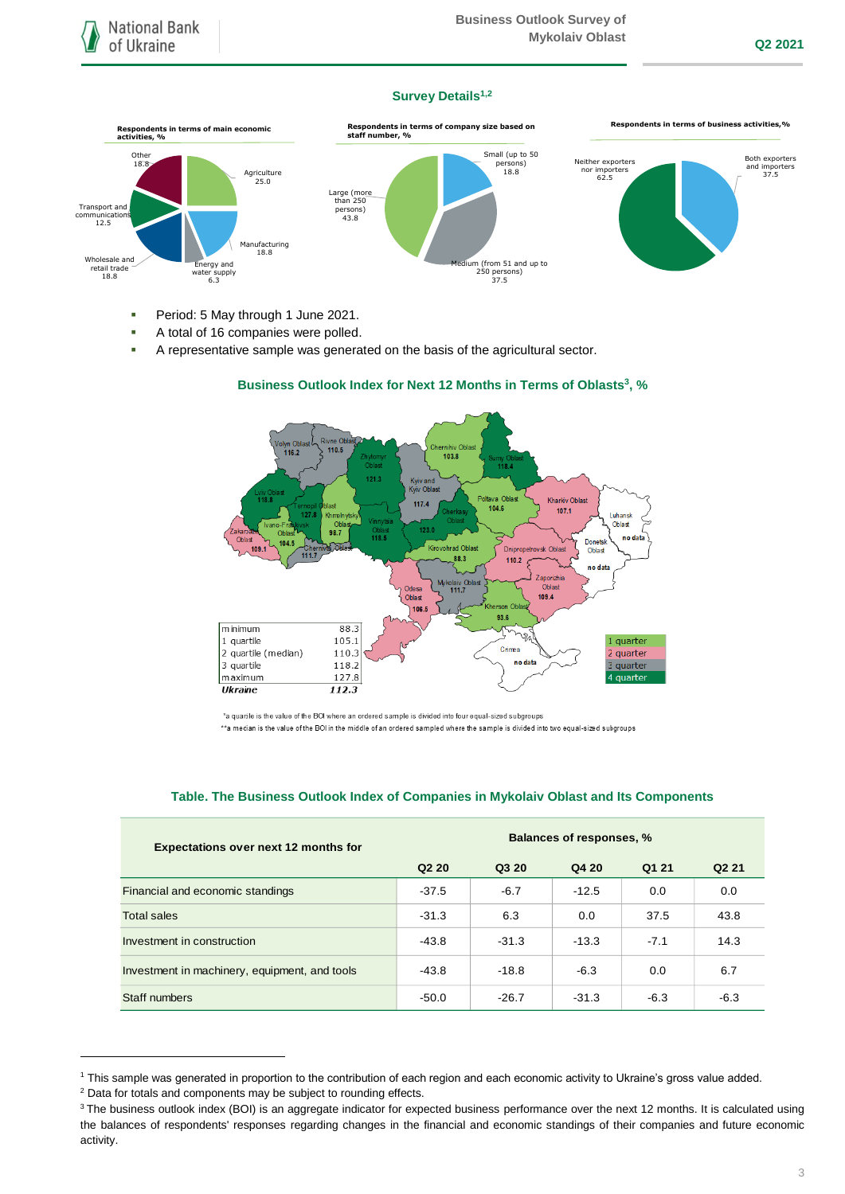## Survey Details[1,2]

**Respondents in terms of main economic activities, %**

**Respondents in terms of company size based on staff number, %**

**Respondents in terms of business activities,%**

- Period: 5 May through 1 June 2021.
- A total of 16 companies were polled.
- A representative sample was generated on the basis of the agricultural sector.

### Business Outlook Index for Next 12 Months in Terms of Oblasts[3], %

| | |
|---|---|
| minimum | 88.3 |
| 1 quartile | 105.1 |
| 2 quartile (median) | 110.3 |
| 3 quartile | 118.2 |
| maximum | 127.8 |
| *Ukraine* | *112.3* |

*a quartile is the value of the BOI where an ordered sample is divided into four equal-sized subgroups

**a median is the value of the BOI in the middle of an ordered sampled where the sample is divided into two equal-sized subgroups

### Table. The Business Outlook Index of Companies in Mykolaiv Oblast and Its Components

| Expectations over next 12 months for | Balances of responses, % | | | | |
|---|---|---|---|---|---|
| | Q2 20 | Q3 20 | Q4 20 | Q1 21 | Q2 21 |
| Financial and economic standings | -37.5 | -6.7 | -12.5 | 0.0 | 0.0 |
| Total sales | -31.3 | 6.3 | 0.0 | 37.5 | 43.8 |
| Investment in construction | -43.8 | -31.3 | -13.3 | -7.1 | 14.3 |
| Investment in machinery, equipment, and tools | -43.8 | -18.8 | -6.3 | 0.0 | 6.7 |
| Staff numbers | -50.0 | -26.7 | -31.3 | -6.3 | -6.3 |

---

[1] This sample was generated in proportion to the contribution of each region and each economic activity to Ukraine's gross value added.

[2] Data for totals and components may be subject to rounding effects.

[3] The business outlook index (BOI) is an aggregate indicator for expected business performance over the next 12 months. It is calculated using the balances of respondents' responses regarding changes in the financial and economic standings of their companies and future economic activity.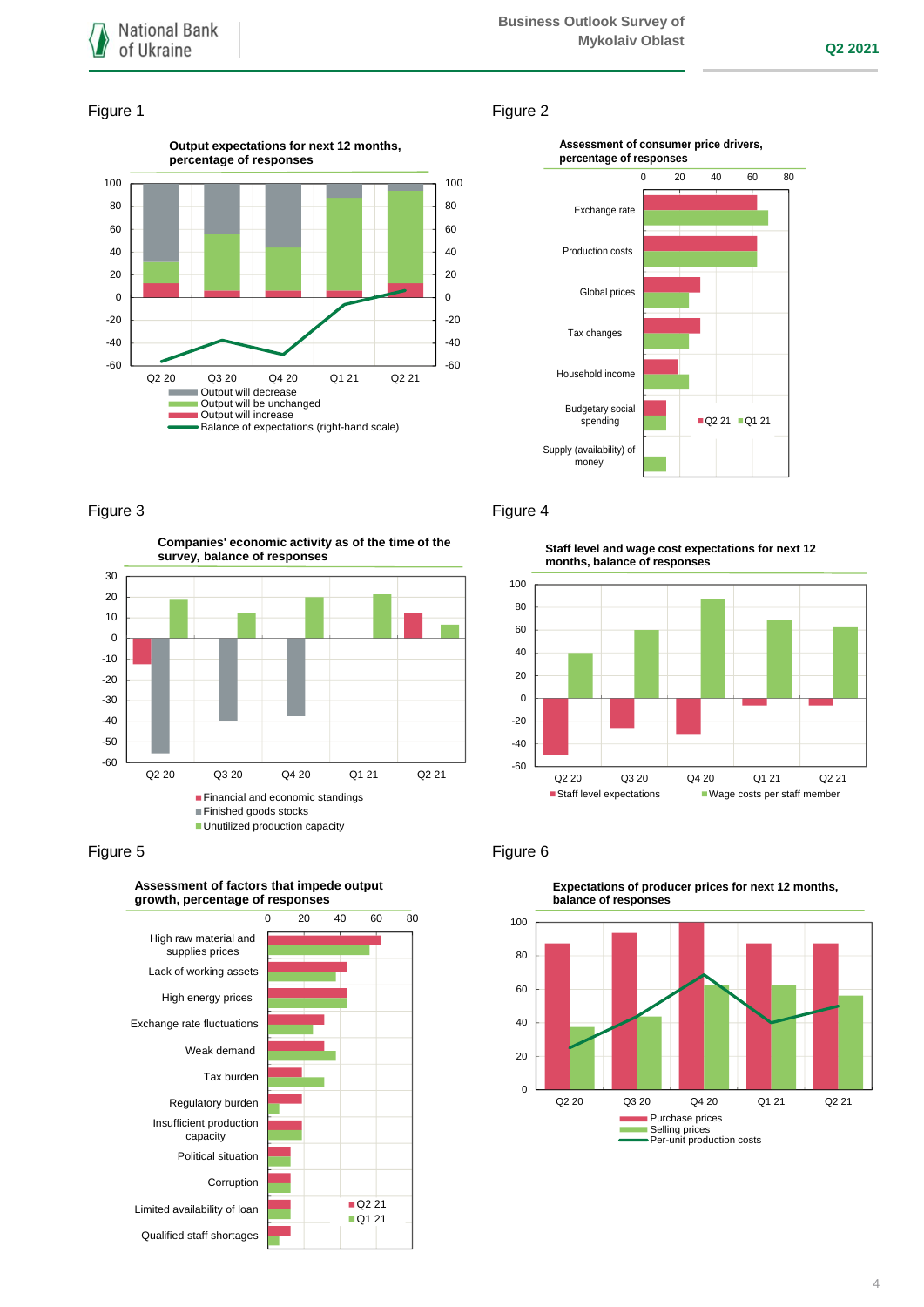## Figure 1

**Output expectations for next 12 months, percentage of responses**

Q2 20, Q3 20, Q4 20, Q1 21, Q2 21

- Output will decrease
- Output will be unchanged
- Output will increase
- Balance of expectations (right-hand scale)

## Figure 2

**Assessment of consumer price drivers, percentage of responses**

Exchange rate; Production costs; Global prices; Tax changes; Household income; Budgetary social spending; Supply (availability) of money

■Q2 21 ■Q1 21

## Figure 3

**Companies' economic activity as of the time of the survey, balance of responses**

Q2 20, Q3 20, Q4 20, Q1 21, Q2 21

- Financial and economic standings
- Finished goods stocks
- Unutilized production capacity

## Figure 4

**Staff level and wage cost expectations for next 12 months, balance of responses**

Q2 20, Q3 20, Q4 20, Q1 21, Q2 21

- Staff level expectations
- Wage costs per staff member

## Figure 5

**Assessment of factors that impede output growth, percentage of responses**

High raw material and supplies prices; Lack of working assets; High energy prices; Exchange rate fluctuations; Weak demand; Tax burden; Regulatory burden; Insufficient production capacity; Political situation; Corruption; Limited availability of loan; Qualified staff shortages

■Q2 21 ■Q1 21

## Figure 6

**Expectations of producer prices for next 12 months, balance of responses**

Q2 20, Q3 20, Q4 20, Q1 21, Q2 21

- Purchase prices
- Selling prices
- Per-unit production costs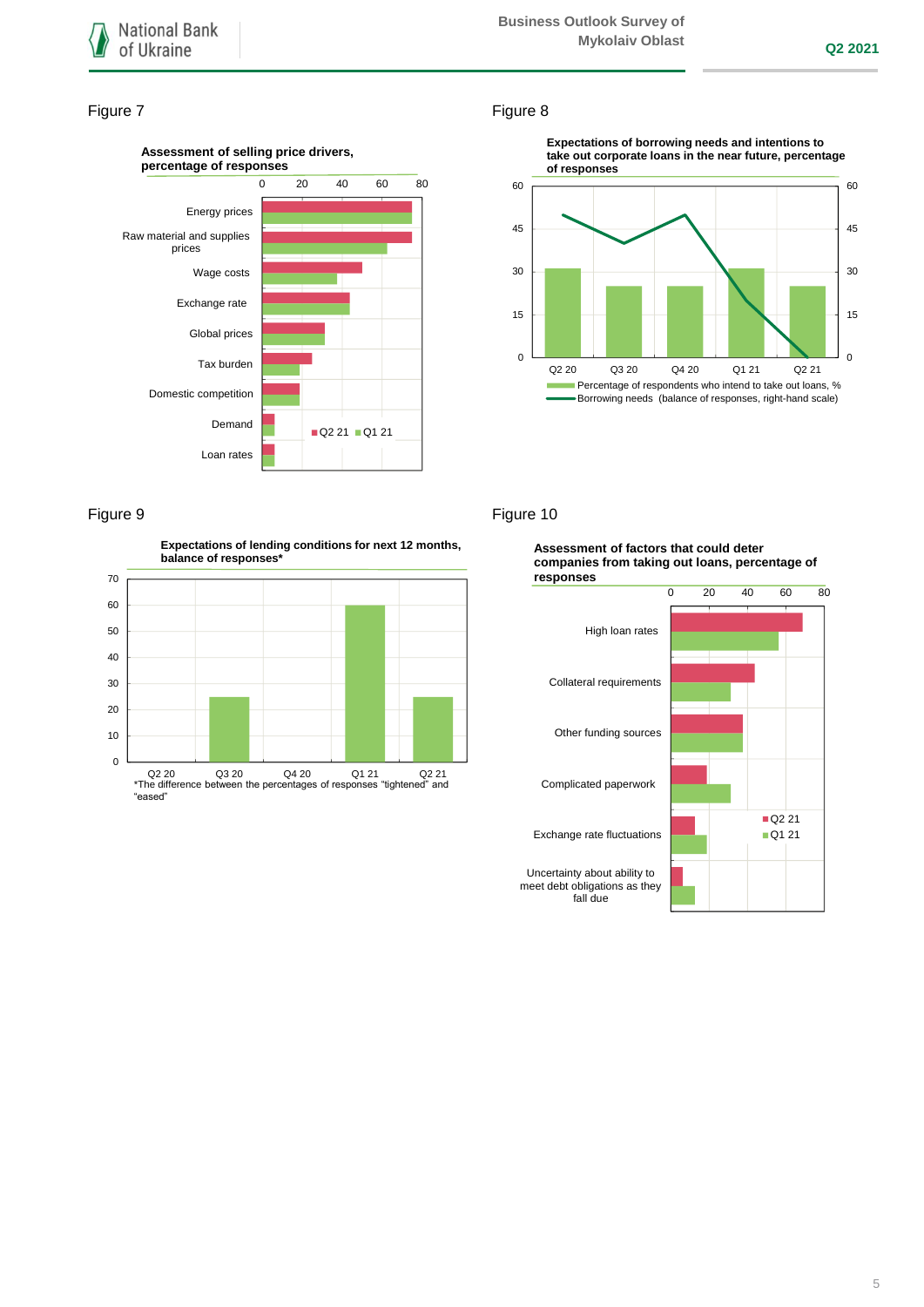Figure 7

**Assessment of selling price drivers, percentage of responses**

0 20 40 60 80

Energy prices

Raw material and supplies prices

Wage costs

Exchange rate

Global prices

Tax burden

Domestic competition

Demand

Loan rates

Q2 21 Q1 21

Figure 8

**Expectations of borrowing needs and intentions to take out corporate loans in the near future, percentage of responses**

60 45 30 15 0

Q2 20 Q3 20 Q4 20 Q1 21 Q2 21

Percentage of respondents who intend to take out loans, %

Borrowing needs (balance of responses, right-hand scale)

Figure 9

**Expectations of lending conditions for next 12 months, balance of responses***

70 60 50 40 30 20 10 0

Q2 20 Q3 20 Q4 20 Q1 21 Q2 21

*The difference between the percentages of responses "tightened" and "eased"

Figure 10

**Assessment of factors that could deter companies from taking out loans, percentage of responses**

0 20 40 60 80

High loan rates

Collateral requirements

Other funding sources

Complicated paperwork

Exchange rate fluctuations

Uncertainty about ability to meet debt obligations as they fall due

Q2 21 Q1 21